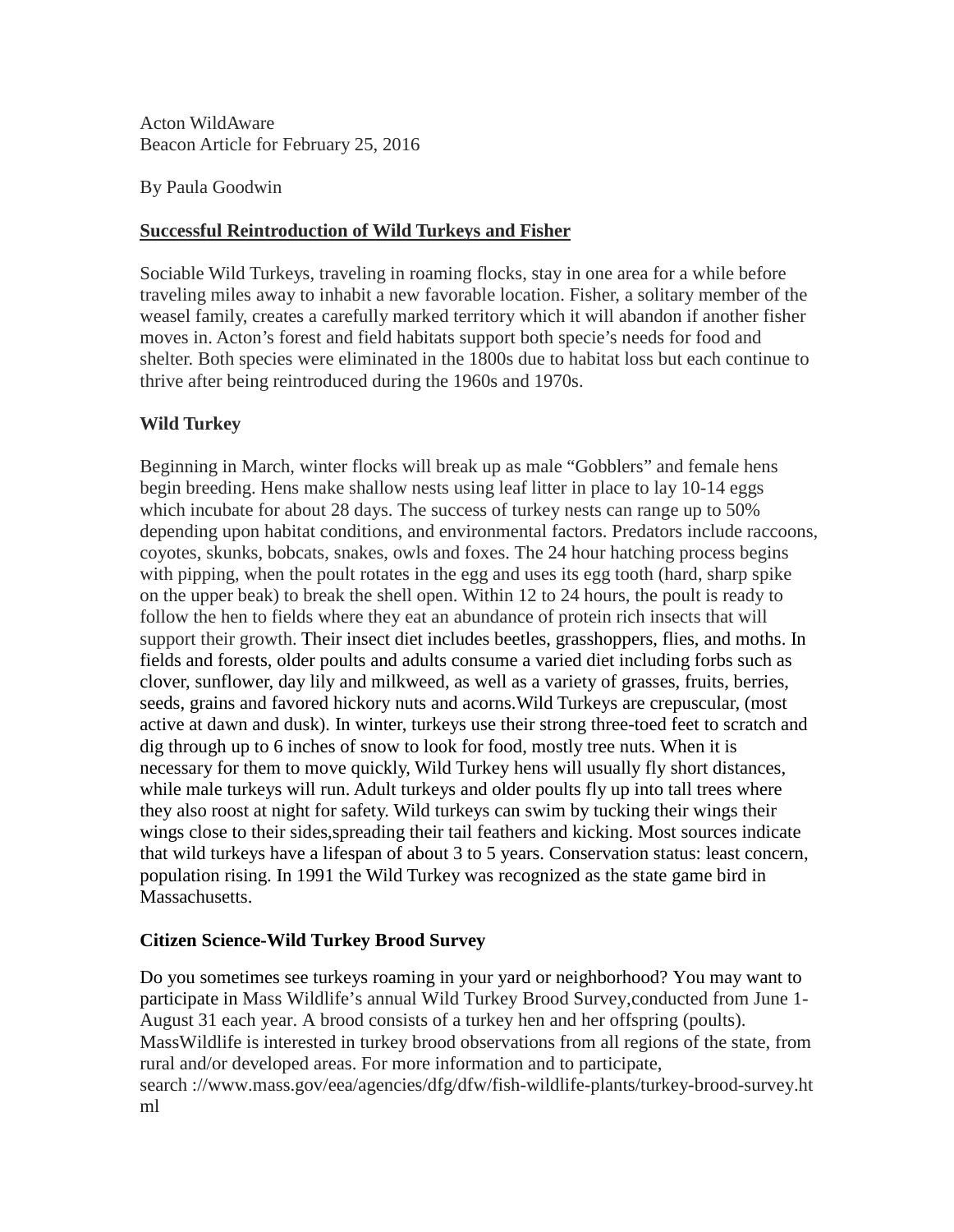Acton WildAware
Beacon Article for February 25, 2016

By Paula Goodwin

## Successful Reintroduction of Wild Turkeys and Fisher

Sociable Wild Turkeys, traveling in roaming flocks, stay in one area for a while before traveling miles away to inhabit a new favorable location. Fisher, a solitary member of the weasel family, creates a carefully marked territory which it will abandon if another fisher moves in. Acton's forest and field habitats support both specie's needs for food and shelter. Both species were eliminated in the 1800s due to habitat loss but each continue to thrive after being reintroduced during the 1960s and 1970s.

### Wild Turkey

Beginning in March, winter flocks will break up as male "Gobblers" and female hens begin breeding. Hens make shallow nests using leaf litter in place to lay 10-14 eggs which incubate for about 28 days. The success of turkey nests can range up to 50% depending upon habitat conditions, and environmental factors. Predators include raccoons, coyotes, skunks, bobcats, snakes, owls and foxes. The 24 hour hatching process begins with pipping, when the poult rotates in the egg and uses its egg tooth (hard, sharp spike on the upper beak) to break the shell open. Within 12 to 24 hours, the poult is ready to follow the hen to fields where they eat an abundance of protein rich insects that will support their growth. Their insect diet includes beetles, grasshoppers, flies, and moths. In fields and forests, older poults and adults consume a varied diet including forbs such as clover, sunflower, day lily and milkweed, as well as a variety of grasses, fruits, berries, seeds, grains and favored hickory nuts and acorns.Wild Turkeys are crepuscular, (most active at dawn and dusk). In winter, turkeys use their strong three-toed feet to scratch and dig through up to 6 inches of snow to look for food, mostly tree nuts. When it is necessary for them to move quickly, Wild Turkey hens will usually fly short distances, while male turkeys will run. Adult turkeys and older poults fly up into tall trees where they also roost at night for safety. Wild turkeys can swim by tucking their wings their wings close to their sides,spreading their tail feathers and kicking. Most sources indicate that wild turkeys have a lifespan of about 3 to 5 years. Conservation status: least concern, population rising. In 1991 the Wild Turkey was recognized as the state game bird in Massachusetts.

### Citizen Science-Wild Turkey Brood Survey

Do you sometimes see turkeys roaming in your yard or neighborhood? You may want to participate in Mass Wildlife's annual Wild Turkey Brood Survey,conducted from June 1-August 31 each year. A brood consists of a turkey hen and her offspring (poults). MassWildlife is interested in turkey brood observations from all regions of the state, from rural and/or developed areas. For more information and to participate, search ://www.mass.gov/eea/agencies/dfg/dfw/fish-wildlife-plants/turkey-brood-survey.html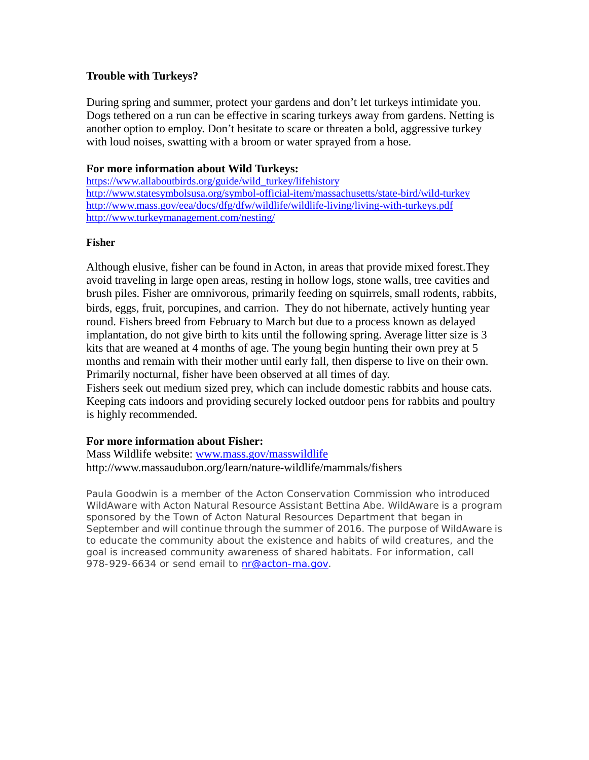**Trouble with Turkeys?**

During spring and summer, protect your gardens and don't let turkeys intimidate you. Dogs tethered on a run can be effective in scaring turkeys away from gardens. Netting is another option to employ. Don't hesitate to scare or threaten a bold, aggressive turkey with loud noises, swatting with a broom or water sprayed from a hose.

**For more information about Wild Turkeys:**

https://www.allaboutbirds.org/guide/wild_turkey/lifehistory
http://www.statesymbolsusa.org/symbol-official-item/massachusetts/state-bird/wild-turkey
http://www.mass.gov/eea/docs/dfg/dfw/wildlife/wildlife-living/living-with-turkeys.pdf
http://www.turkeymanagement.com/nesting/

**Fisher**

Although elusive, fisher can be found in Acton, in areas that provide mixed forest.They avoid traveling in large open areas, resting in hollow logs, stone walls, tree cavities and brush piles. Fisher are omnivorous, primarily feeding on squirrels, small rodents, rabbits, birds, eggs, fruit, porcupines, and carrion. They do not hibernate, actively hunting year round. Fishers breed from February to March but due to a process known as delayed implantation, do not give birth to kits until the following spring. Average litter size is 3 kits that are weaned at 4 months of age. The young begin hunting their own prey at 5 months and remain with their mother until early fall, then disperse to live on their own. Primarily nocturnal, fisher have been observed at all times of day.
Fishers seek out medium sized prey, which can include domestic rabbits and house cats. Keeping cats indoors and providing securely locked outdoor pens for rabbits and poultry is highly recommended.

**For more information about Fisher:**

Mass Wildlife website: www.mass.gov/masswildlife
http://www.massaudubon.org/learn/nature-wildlife/mammals/fishers

Paula Goodwin is a member of the Acton Conservation Commission who introduced WildAware with Acton Natural Resource Assistant Bettina Abe. WildAware is a program sponsored by the Town of Acton Natural Resources Department that began in September and will continue through the summer of 2016. The purpose of WildAware is to educate the community about the existence and habits of wild creatures, and the goal is increased community awareness of shared habitats. For information, call 978-929-6634 or send email to nr@acton-ma.gov.